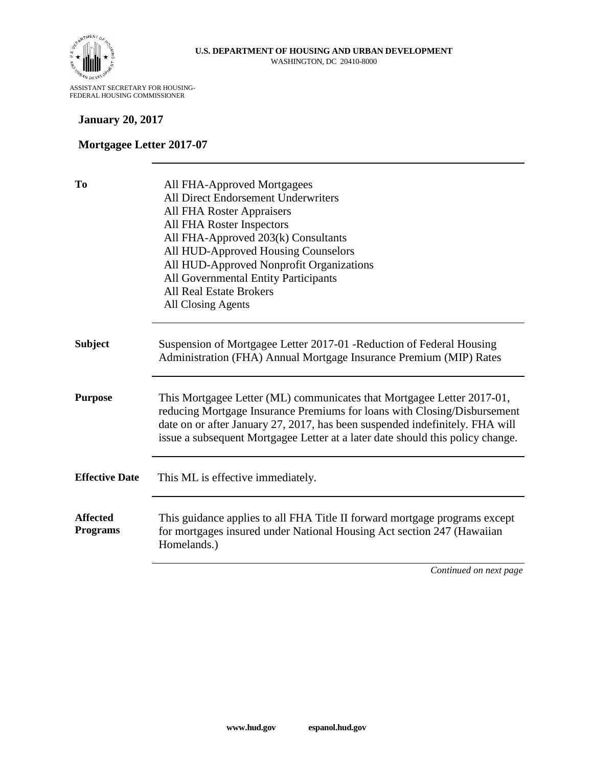**U.S. DEPARTMENT OF HOUSING AND URBAN DEVELOPMENT**
WASHINGTON, DC 20410-8000

ASSISTANT SECRETARY FOR HOUSING-
FEDERAL HOUSING COMMISSIONER

**January 20, 2017**

**Mortgagee Letter 2017-07**

| | |
|---|---|
| **To** | All FHA-Approved Mortgagees<br>All Direct Endorsement Underwriters<br>All FHA Roster Appraisers<br>All FHA Roster Inspectors<br>All FHA-Approved 203(k) Consultants<br>All HUD-Approved Housing Counselors<br>All HUD-Approved Nonprofit Organizations<br>All Governmental Entity Participants<br>All Real Estate Brokers<br>All Closing Agents |
| **Subject** | Suspension of Mortgagee Letter 2017-01 -Reduction of Federal Housing Administration (FHA) Annual Mortgage Insurance Premium (MIP) Rates |
| **Purpose** | This Mortgagee Letter (ML) communicates that Mortgagee Letter 2017-01, reducing Mortgage Insurance Premiums for loans with Closing/Disbursement date on or after January 27, 2017, has been suspended indefinitely. FHA will issue a subsequent Mortgagee Letter at a later date should this policy change. |
| **Effective Date** | This ML is effective immediately. |
| **Affected Programs** | This guidance applies to all FHA Title II forward mortgage programs except for mortgages insured under National Housing Act section 247 (Hawaiian Homelands.) |

*Continued on next page*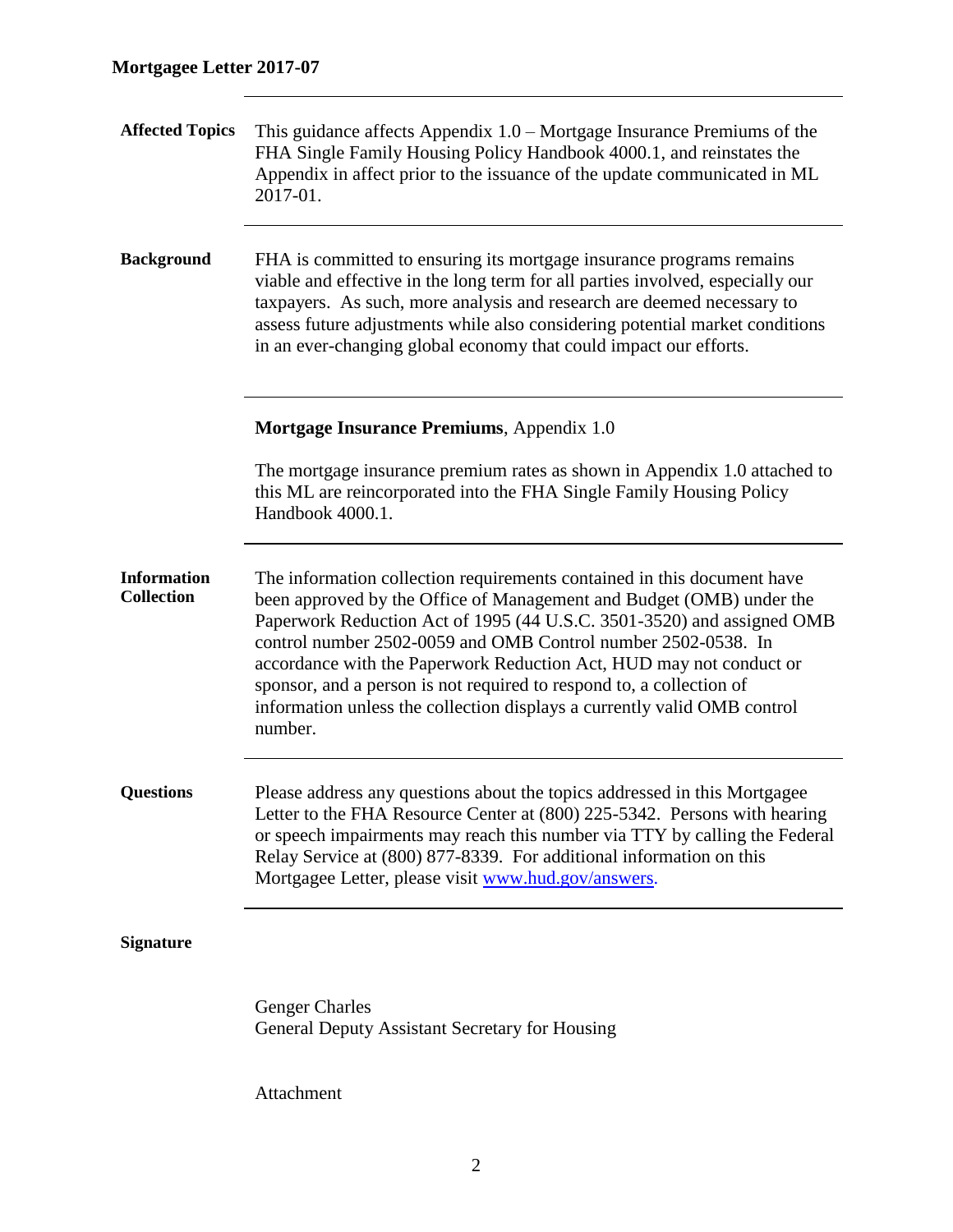## Mortgagee Letter 2017-07

**Affected Topics**

This guidance affects Appendix 1.0 – Mortgage Insurance Premiums of the FHA Single Family Housing Policy Handbook 4000.1, and reinstates the Appendix in affect prior to the issuance of the update communicated in ML 2017-01.

**Background**

FHA is committed to ensuring its mortgage insurance programs remains viable and effective in the long term for all parties involved, especially our taxpayers. As such, more analysis and research are deemed necessary to assess future adjustments while also considering potential market conditions in an ever-changing global economy that could impact our efforts.

**Mortgage Insurance Premiums**, Appendix 1.0

The mortgage insurance premium rates as shown in Appendix 1.0 attached to this ML are reincorporated into the FHA Single Family Housing Policy Handbook 4000.1.

**Information Collection**

The information collection requirements contained in this document have been approved by the Office of Management and Budget (OMB) under the Paperwork Reduction Act of 1995 (44 U.S.C. 3501-3520) and assigned OMB control number 2502-0059 and OMB Control number 2502-0538. In accordance with the Paperwork Reduction Act, HUD may not conduct or sponsor, and a person is not required to respond to, a collection of information unless the collection displays a currently valid OMB control number.

**Questions**

Please address any questions about the topics addressed in this Mortgagee Letter to the FHA Resource Center at (800) 225-5342. Persons with hearing or speech impairments may reach this number via TTY by calling the Federal Relay Service at (800) 877-8339. For additional information on this Mortgagee Letter, please visit [www.hud.gov/answers](www.hud.gov/answers).

**Signature**

Genger Charles
General Deputy Assistant Secretary for Housing

Attachment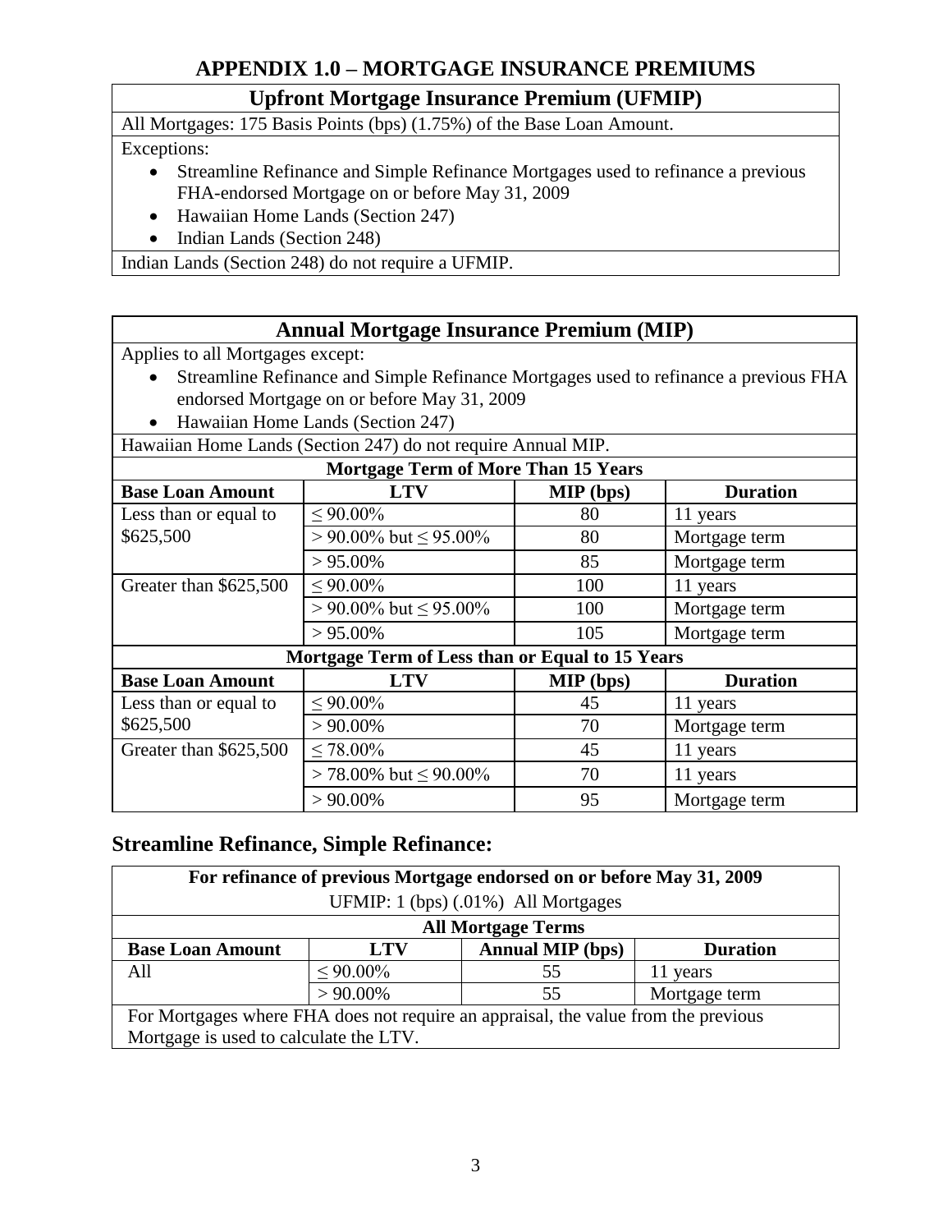# APPENDIX 1.0 – MORTGAGE INSURANCE PREMIUMS

| Upfront Mortgage Insurance Premium (UFMIP) |
|---|
| All Mortgages: 175 Basis Points (bps) (1.75%) of the Base Loan Amount. |
| Exceptions:<br>• Streamline Refinance and Simple Refinance Mortgages used to refinance a previous FHA-endorsed Mortgage on or before May 31, 2009<br>• Hawaiian Home Lands (Section 247)<br>• Indian Lands (Section 248) |
| Indian Lands (Section 248) do not require a UFMIP. |

| Annual Mortgage Insurance Premium (MIP) | | | |
|---|---|---|---|
| Applies to all Mortgages except:<br>• Streamline Refinance and Simple Refinance Mortgages used to refinance a previous FHA endorsed Mortgage on or before May 31, 2009<br>• Hawaiian Home Lands (Section 247) | | | |
| Hawaiian Home Lands (Section 247) do not require Annual MIP. | | | |
| **Mortgage Term of More Than 15 Years** | | | |
| **Base Loan Amount** | **LTV** | **MIP (bps)** | **Duration** |
| Less than or equal to $625,500 | ≤ 90.00% | 80 | 11 years |
| | > 90.00% but ≤ 95.00% | 80 | Mortgage term |
| | > 95.00% | 85 | Mortgage term |
| Greater than $625,500 | ≤ 90.00% | 100 | 11 years |
| | > 90.00% but ≤ 95.00% | 100 | Mortgage term |
| | > 95.00% | 105 | Mortgage term |
| **Mortgage Term of Less than or Equal to 15 Years** | | | |
| **Base Loan Amount** | **LTV** | **MIP (bps)** | **Duration** |
| Less than or equal to $625,500 | ≤ 90.00% | 45 | 11 years |
| | > 90.00% | 70 | Mortgage term |
| Greater than $625,500 | ≤ 78.00% | 45 | 11 years |
| | > 78.00% but ≤ 90.00% | 70 | 11 years |
| | > 90.00% | 95 | Mortgage term |

## Streamline Refinance, Simple Refinance:

| For refinance of previous Mortgage endorsed on or before May 31, 2009 | | | |
|---|---|---|---|
| UFMIP: 1 (bps) (.01%) All Mortgages | | | |
| **All Mortgage Terms** | | | |
| **Base Loan Amount** | **LTV** | **Annual MIP (bps)** | **Duration** |
| All | ≤ 90.00% | 55 | 11 years |
| | > 90.00% | 55 | Mortgage term |
| For Mortgages where FHA does not require an appraisal, the value from the previous Mortgage is used to calculate the LTV. | | | |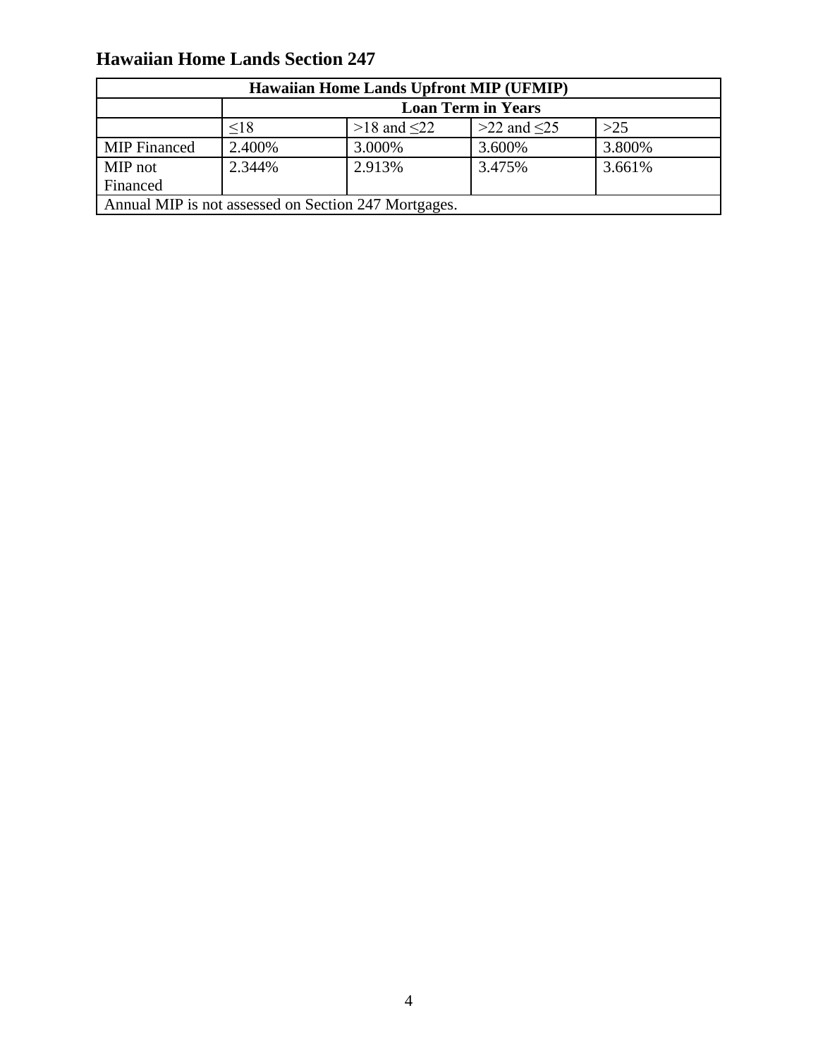## Hawaiian Home Lands Section 247

| Hawaiian Home Lands Upfront MIP (UFMIP) | | | | |
|---|---|---|---|---|
| | Loan Term in Years | | | |
| | ≤18 | >18 and ≤22 | >22 and ≤25 | >25 |
| MIP Financed | 2.400% | 3.000% | 3.600% | 3.800% |
| MIP not Financed | 2.344% | 2.913% | 3.475% | 3.661% |
| Annual MIP is not assessed on Section 247 Mortgages. | | | | |